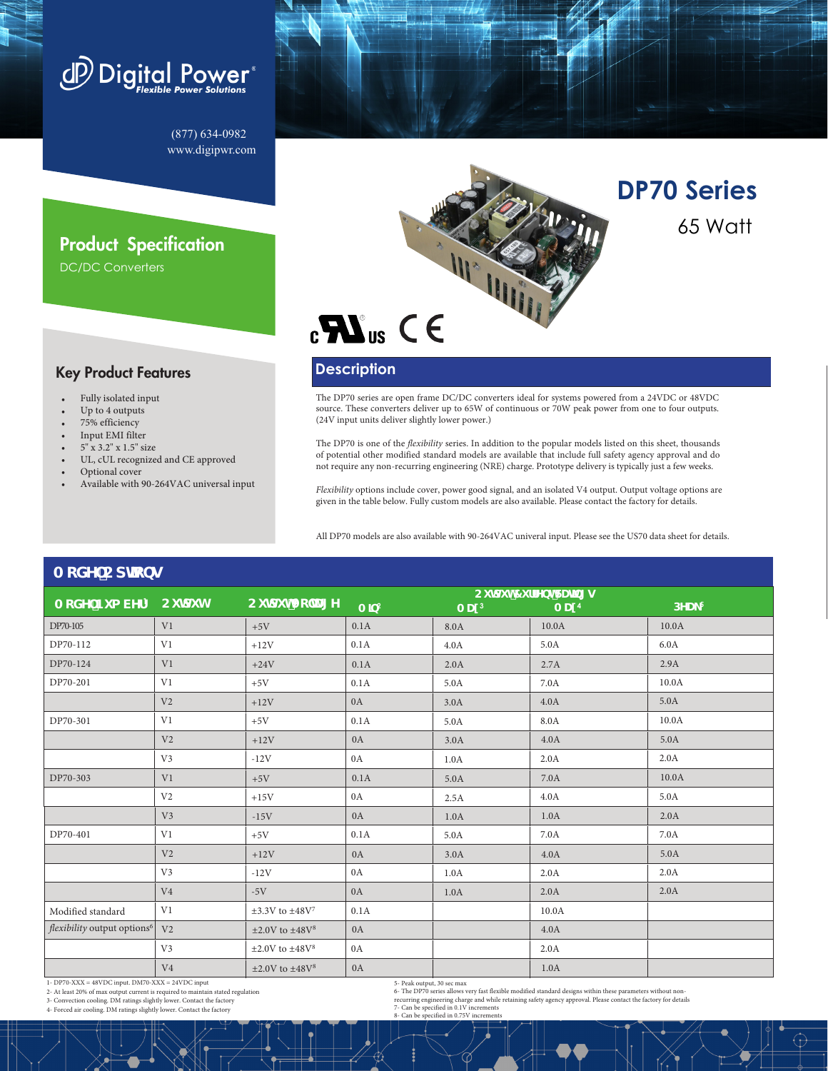Digital Power® Flexible Power Solutions

(877) 634-0982
www.digipwr.com

# DP70 Series

65 Watt

## Product Specification

DC/DC Converters

## Key Product Features

- Fully isolated input
- Up to 4 outputs
- 75% efficiency
- Input EMI filter
- 5" x 3.2" x 1.5" size
- UL, cUL recognized and CE approved
- Optional cover
- Available with 90-264VAC universal input

## Description

The DP70 series are open frame DC/DC converters ideal for systems powered from a 24VDC or 48VDC source. These converters deliver up to 65W of continuous or 70W peak power from one to four outputs. (24V input units deliver slightly lower power.)

The DP70 is one of the *flexibility* series. In addition to the popular models listed on this sheet, thousands of potential other modified standard models are available that include full safety agency approval and do not require any non-recurring engineering (NRE) charge. Prototype delivery is typically just a few weeks.

*Flexibility* options include cover, power good signal, and an isolated V4 output. Output voltage options are given in the table below. Fully custom models are also available. Please contact the factory for details.

All DP70 models are also available with 90-264VAC univeral input. Please see the US70 data sheet for details.

## Model Options

| Model Number[1] | Output | Output Voltage | Output Currents / Ratings: Min[2] | Max[3] | Max[4] | Peak[5] |
|---|---|---|---|---|---|---|
| DP70-105 | V1 | +5V | 0.1A | 8.0A | 10.0A | 10.0A |
| DP70-112 | V1 | +12V | 0.1A | 4.0A | 5.0A | 6.0A |
| DP70-124 | V1 | +24V | 0.1A | 2.0A | 2.7A | 2.9A |
| DP70-201 | V1 | +5V | 0.1A | 5.0A | 7.0A | 10.0A |
| | V2 | +12V | 0A | 3.0A | 4.0A | 5.0A |
| DP70-301 | V1 | +5V | 0.1A | 5.0A | 8.0A | 10.0A |
| | V2 | +12V | 0A | 3.0A | 4.0A | 5.0A |
| | V3 | -12V | 0A | 1.0A | 2.0A | 2.0A |
| DP70-303 | V1 | +5V | 0.1A | 5.0A | 7.0A | 10.0A |
| | V2 | +15V | 0A | 2.5A | 4.0A | 5.0A |
| | V3 | -15V | 0A | 1.0A | 1.0A | 2.0A |
| DP70-401 | V1 | +5V | 0.1A | 5.0A | 7.0A | 7.0A |
| | V2 | +12V | 0A | 3.0A | 4.0A | 5.0A |
| | V3 | -12V | 0A | 1.0A | 2.0A | 2.0A |
| | V4 | -5V | 0A | 1.0A | 2.0A | 2.0A |
| Modified standard | V1 | ±3.3V to ±48V[7] | 0.1A | | 10.0A | |
| *flexibility* output options[6] | V2 | ±2.0V to ±48V[8] | 0A | | 4.0A | |
| | V3 | ±2.0V to ±48V[8] | 0A | | 2.0A | |
| | V4 | ±2.0V to ±48V[8] | 0A | | 1.0A | |

1- DP70-XXX = 48VDC input. DM70-XXX = 24VDC input
2- At least 20% of max output current is required to maintain stated regulation
3- Convection cooling. DM ratings slightly lower. Contact the factory
4- Forced air cooling. DM ratings slightly lower. Contact the factory
5- Peak output, 30 sec max
6- The DP70 series allows very fast flexible modified standard designs within these parameters without non-recurring engineering charge and while retaining safety agency approval. Please contact the factory for details
7- Can be specified in 0.1V increments
8- Can be specified in 0.75V increments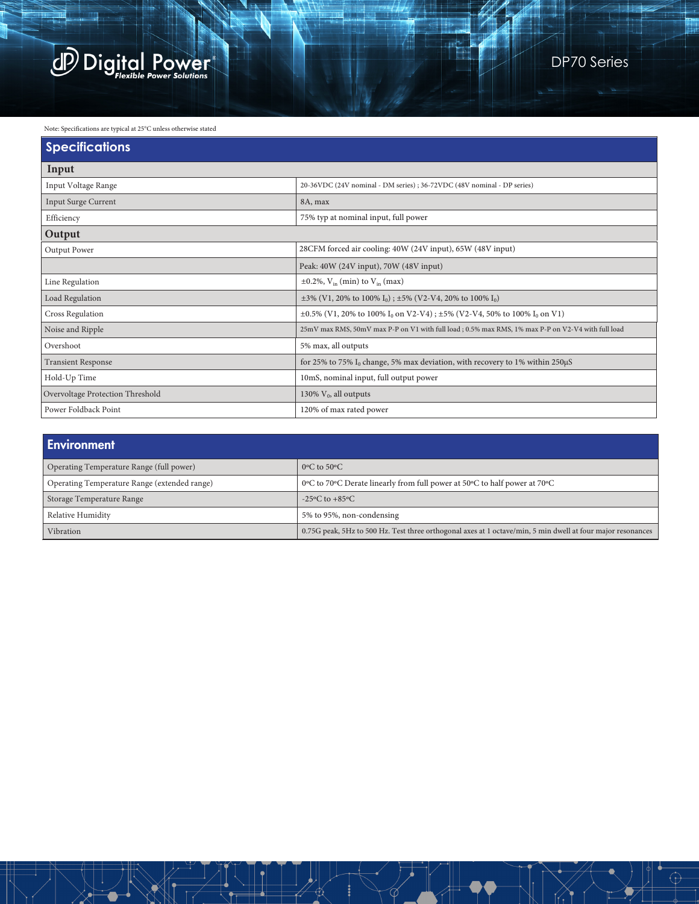Note: Specifications are typical at 25°C unless otherwise stated

## Specifications

| Input | |
|---|---|
| Input Voltage Range | 20-36VDC (24V nominal - DM series) ; 36-72VDC (48V nominal - DP series) |
| Input Surge Current | 8A, max |
| Efficiency | 75% typ at nominal input, full power |
| **Output** | |
| Output Power | 28CFM forced air cooling: 40W (24V input), 65W (48V input) |
| | Peak: 40W (24V input), 70W (48V input) |
| Line Regulation | ±0.2%, $V_{in}$ (min) to $V_{in}$ (max) |
| Load Regulation | ±3% (V1, 20% to 100% $I_0$) ; ±5% (V2-V4, 20% to 100% $I_0$) |
| Cross Regulation | ±0.5% (V1, 20% to 100% $I_0$ on V2-V4) ; ±5% (V2-V4, 50% to 100% $I_0$ on V1) |
| Noise and Ripple | 25mV max RMS, 50mV max P-P on V1 with full load ; 0.5% max RMS, 1% max P-P on V2-V4 with full load |
| Overshoot | 5% max, all outputs |
| Transient Response | for 25% to 75% $I_0$ change, 5% max deviation, with recovery to 1% within 250µS |
| Hold-Up Time | 10mS, nominal input, full output power |
| Overvoltage Protection Threshold | 130% $V_0$, all outputs |
| Power Foldback Point | 120% of max rated power |

## Environment

| | |
|---|---|
| Operating Temperature Range (full power) | 0ºC to 50ºC |
| Operating Temperature Range (extended range) | 0ºC to 70ºC Derate linearly from full power at 50ºC to half power at 70ºC |
| Storage Temperature Range | -25ºC to +85ºC |
| Relative Humidity | 5% to 95%, non-condensing |
| Vibration | 0.75G peak, 5Hz to 500 Hz. Test three orthogonal axes at 1 octave/min, 5 min dwell at four major resonances |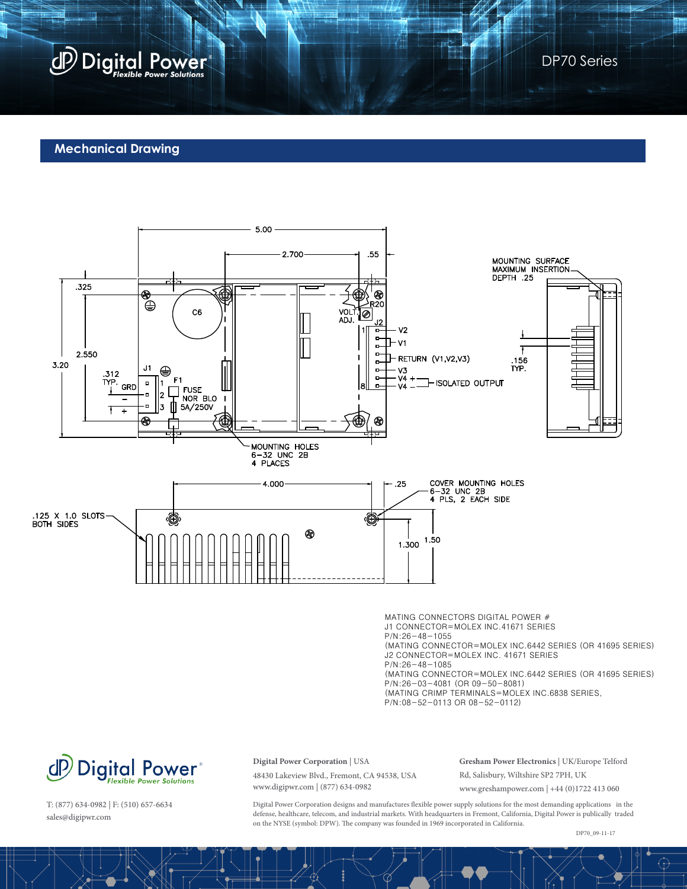## Mechanical Drawing

5.00
2.700
.55
.325
2.550
3.20
.312 TYP.
GRD
−
+
J1
1
2
3
F1
FUSE
NOR BLO
5A/250V
C6
VOLT. ADJ.
R20
J2
1
8
V2
V1
RETURN (V1,V2,V3)
V3
V4 +
V4 −
ISOLATED OUTPUT
MOUNTING SURFACE
MAXIMUM INSERTION
DEPTH .25
.156 TYP.
MOUNTING HOLES
6−32 UNC 2B
4 PLACES

4.000
.25
COVER MOUNTING HOLES
6−32 UNC 2B
4 PLS, 2 EACH SIDE
.125 X 1.0 SLOTS
BOTH SIDES
1.300
1.50

MATING CONNECTORS DIGITAL POWER #
J1 CONNECTOR=MOLEX INC.41671 SERIES
P/N:26−48−1055
(MATING CONNECTOR=MOLEX INC.6442 SERIES (OR 41695 SERIES)
J2 CONNECTOR=MOLEX INC. 41671 SERIES
P/N:26−48−1085
(MATING CONNECTOR=MOLEX INC.6442 SERIES (OR 41695 SERIES)
P/N:26−03−4081 (OR 09−50−8081)
(MATING CRIMP TERMINALS=MOLEX INC.6838 SERIES,
P/N:08−52−0113 OR 08−52−0112)

Digital Power
*Flexible Power Solutions*

T: (877) 634-0982 | F: (510) 657-6634
sales@digipwr.com

**Digital Power Corporation** | USA
48430 Lakeview Blvd., Fremont, CA 94538, USA
www.digipwr.com | (877) 634-0982

**Gresham Power Electronics** | UK/Europe Telford Rd, Salisbury, Wiltshire SP2 7PH, UK
www.greshampower.com | +44 (0)1722 413 060

Digital Power Corporation designs and manufactures flexible power supply solutions for the most demanding applications in the defense, healthcare, telecom, and industrial markets. With headquarters in Fremont, California, Digital Power is publically traded on the NYSE (symbol: DPW). The company was founded in 1969 incorporated in California.

DP70_09-11-17